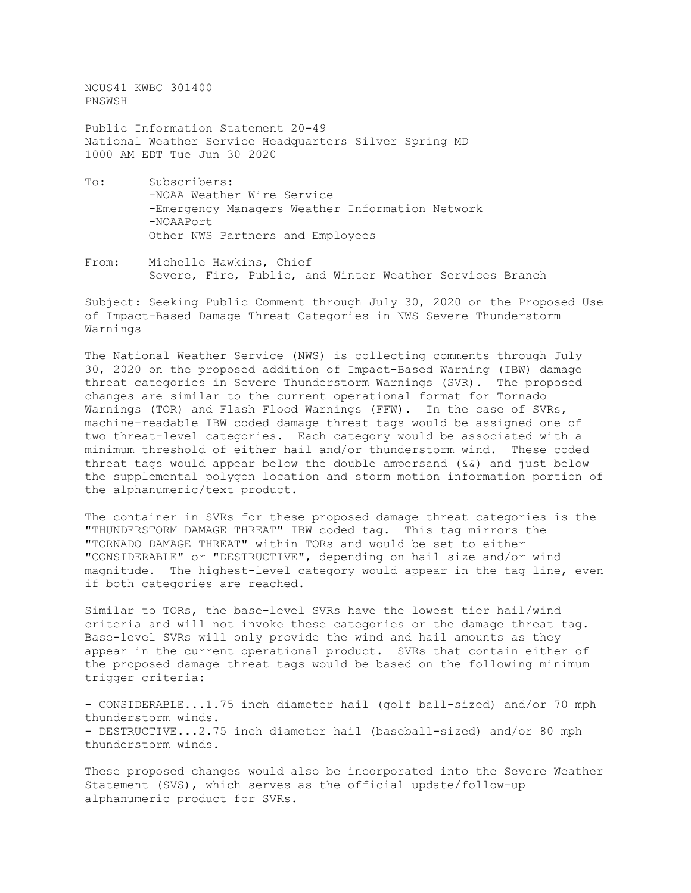NOUS41 KWBC 301400
PNSWSH

Public Information Statement 20-49
National Weather Service Headquarters Silver Spring MD
1000 AM EDT Tue Jun 30 2020

To: Subscribers:
- -NOAA Weather Wire Service
- -Emergency Managers Weather Information Network
- -NOAAPort

Other NWS Partners and Employees

From: Michelle Hawkins, Chief
Severe, Fire, Public, and Winter Weather Services Branch

Subject: Seeking Public Comment through July 30, 2020 on the Proposed Use of Impact-Based Damage Threat Categories in NWS Severe Thunderstorm Warnings

The National Weather Service (NWS) is collecting comments through July 30, 2020 on the proposed addition of Impact-Based Warning (IBW) damage threat categories in Severe Thunderstorm Warnings (SVR). The proposed changes are similar to the current operational format for Tornado Warnings (TOR) and Flash Flood Warnings (FFW). In the case of SVRs, machine-readable IBW coded damage threat tags would be assigned one of two threat-level categories. Each category would be associated with a minimum threshold of either hail and/or thunderstorm wind. These coded threat tags would appear below the double ampersand (&&) and just below the supplemental polygon location and storm motion information portion of the alphanumeric/text product.

The container in SVRs for these proposed damage threat categories is the "THUNDERSTORM DAMAGE THREAT" IBW coded tag. This tag mirrors the "TORNADO DAMAGE THREAT" within TORs and would be set to either "CONSIDERABLE" or "DESTRUCTIVE", depending on hail size and/or wind magnitude. The highest-level category would appear in the tag line, even if both categories are reached.

Similar to TORs, the base-level SVRs have the lowest tier hail/wind criteria and will not invoke these categories or the damage threat tag. Base-level SVRs will only provide the wind and hail amounts as they appear in the current operational product. SVRs that contain either of the proposed damage threat tags would be based on the following minimum trigger criteria:

- CONSIDERABLE...1.75 inch diameter hail (golf ball-sized) and/or 70 mph thunderstorm winds.
- DESTRUCTIVE...2.75 inch diameter hail (baseball-sized) and/or 80 mph thunderstorm winds.

These proposed changes would also be incorporated into the Severe Weather Statement (SVS), which serves as the official update/follow-up alphanumeric product for SVRs.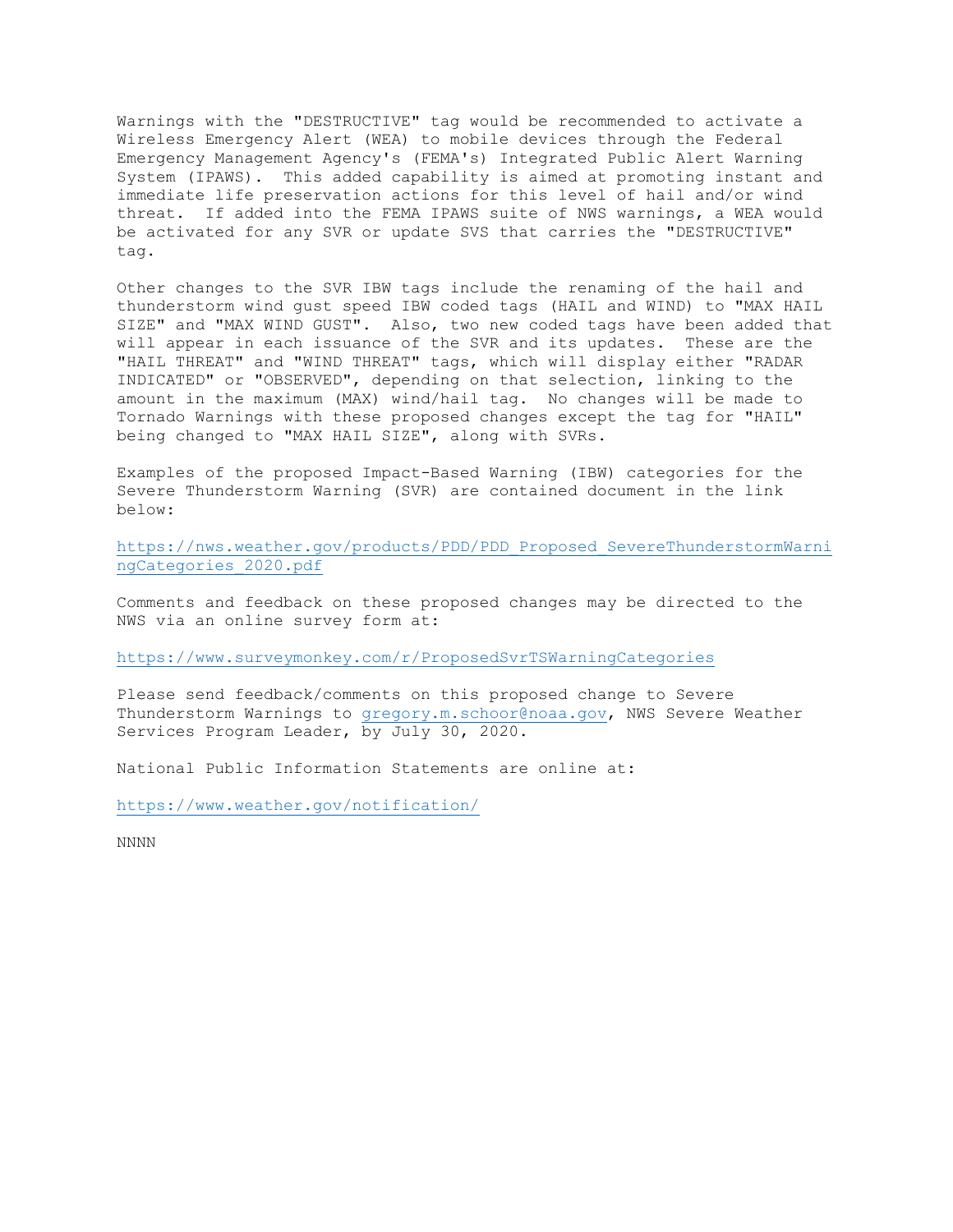Warnings with the "DESTRUCTIVE" tag would be recommended to activate a Wireless Emergency Alert (WEA) to mobile devices through the Federal Emergency Management Agency's (FEMA's) Integrated Public Alert Warning System (IPAWS). This added capability is aimed at promoting instant and immediate life preservation actions for this level of hail and/or wind threat. If added into the FEMA IPAWS suite of NWS warnings, a WEA would be activated for any SVR or update SVS that carries the "DESTRUCTIVE" tag.

Other changes to the SVR IBW tags include the renaming of the hail and thunderstorm wind gust speed IBW coded tags (HAIL and WIND) to "MAX HAIL SIZE" and "MAX WIND GUST". Also, two new coded tags have been added that will appear in each issuance of the SVR and its updates. These are the "HAIL THREAT" and "WIND THREAT" tags, which will display either "RADAR INDICATED" or "OBSERVED", depending on that selection, linking to the amount in the maximum (MAX) wind/hail tag. No changes will be made to Tornado Warnings with these proposed changes except the tag for "HAIL" being changed to "MAX HAIL SIZE", along with SVRs.

Examples of the proposed Impact-Based Warning (IBW) categories for the Severe Thunderstorm Warning (SVR) are contained document in the link below:

https://nws.weather.gov/products/PDD/PDD_Proposed_SevereThunderstormWarningCategories_2020.pdf

Comments and feedback on these proposed changes may be directed to the NWS via an online survey form at:

https://www.surveymonkey.com/r/ProposedSvrTSWarningCategories

Please send feedback/comments on this proposed change to Severe Thunderstorm Warnings to gregory.m.schoor@noaa.gov, NWS Severe Weather Services Program Leader, by July 30, 2020.

National Public Information Statements are online at:

https://www.weather.gov/notification/

NNNN